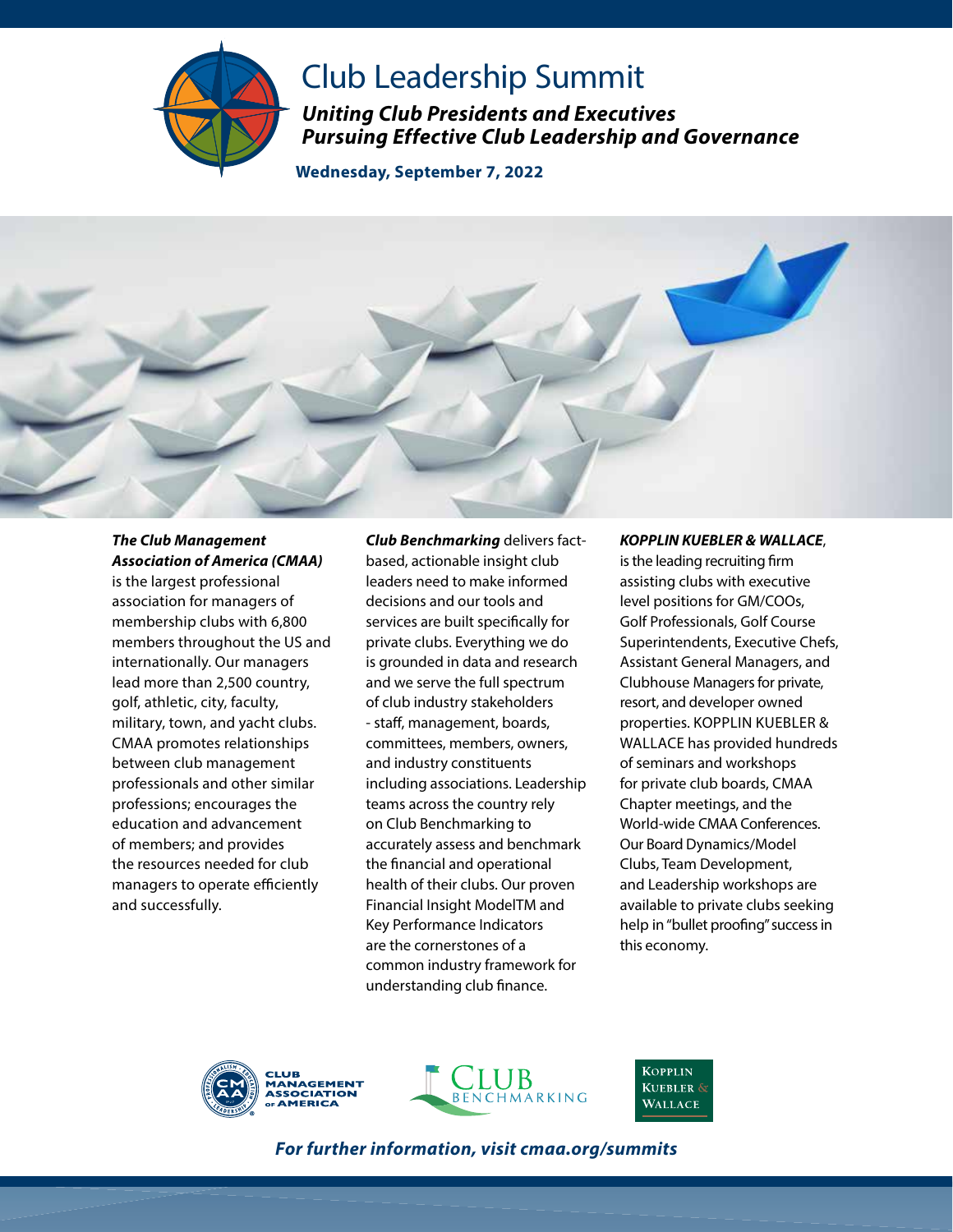# Club Leadership Summit

***Uniting Club Presidents and Executives Pursuing Effective Club Leadership and Governance***

**Wednesday, September 7, 2022**

***The Club Management Association of America (CMAA)*** is the largest professional association for managers of membership clubs with 6,800 members throughout the US and internationally. Our managers lead more than 2,500 country, golf, athletic, city, faculty, military, town, and yacht clubs. CMAA promotes relationships between club management professionals and other similar professions; encourages the education and advancement of members; and provides the resources needed for club managers to operate efficiently and successfully.

***Club Benchmarking*** delivers fact-based, actionable insight club leaders need to make informed decisions and our tools and services are built specifically for private clubs. Everything we do is grounded in data and research and we serve the full spectrum of club industry stakeholders - staff, management, boards, committees, members, owners, and industry constituents including associations. Leadership teams across the country rely on Club Benchmarking to accurately assess and benchmark the financial and operational health of their clubs. Our proven Financial Insight ModelTM and Key Performance Indicators are the cornerstones of a common industry framework for understanding club finance.

***KOPPLIN KUEBLER & WALLACE***, is the leading recruiting firm assisting clubs with executive level positions for GM/COOs, Golf Professionals, Golf Course Superintendents, Executive Chefs, Assistant General Managers, and Clubhouse Managers for private, resort, and developer owned properties. KOPPLIN KUEBLER & WALLACE has provided hundreds of seminars and workshops for private club boards, CMAA Chapter meetings, and the World-wide CMAA Conferences. Our Board Dynamics/Model Clubs, Team Development, and Leadership workshops are available to private clubs seeking help in "bullet proofing" success in this economy.

Club Management Association of America | Club Benchmarking | Kopplin Kuebler & Wallace

***For further information, visit cmaa.org/summits***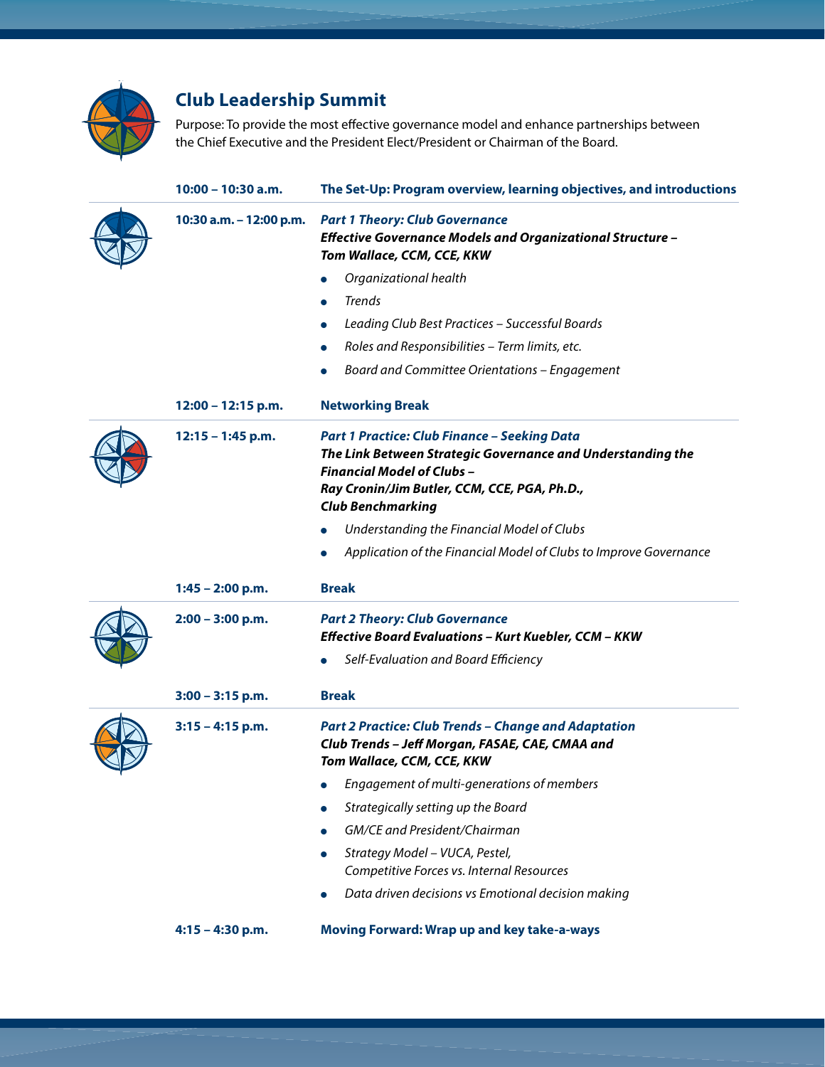## Club Leadership Summit

Purpose: To provide the most effective governance model and enhance partnerships between the Chief Executive and the President Elect/President or Chairman of the Board.

**10:00 – 10:30 a.m.** — **The Set-Up: Program overview, learning objectives, and introductions**

**10:30 a.m. – 12:00 p.m.** — ***Part 1 Theory: Club Governance***
***Effective Governance Models and Organizational Structure – Tom Wallace, CCM, CCE, KKW***

- *Organizational health*
- *Trends*
- *Leading Club Best Practices – Successful Boards*
- *Roles and Responsibilities – Term limits, etc.*
- *Board and Committee Orientations – Engagement*

**12:00 – 12:15 p.m.** — **Networking Break**

**12:15 – 1:45 p.m.** — ***Part 1 Practice: Club Finance – Seeking Data***
***The Link Between Strategic Governance and Understanding the Financial Model of Clubs – Ray Cronin/Jim Butler, CCM, CCE, PGA, Ph.D., Club Benchmarking***

- *Understanding the Financial Model of Clubs*
- *Application of the Financial Model of Clubs to Improve Governance*

**1:45 – 2:00 p.m.** — **Break**

**2:00 – 3:00 p.m.** — ***Part 2 Theory: Club Governance***
***Effective Board Evaluations – Kurt Kuebler, CCM – KKW***

- *Self-Evaluation and Board Efficiency*

**3:00 – 3:15 p.m.** — **Break**

**3:15 – 4:15 p.m.** — ***Part 2 Practice: Club Trends – Change and Adaptation***
***Club Trends – Jeff Morgan, FASAE, CAE, CMAA and Tom Wallace, CCM, CCE, KKW***

- *Engagement of multi-generations of members*
- *Strategically setting up the Board*
- *GM/CE and President/Chairman*
- *Strategy Model – VUCA, Pestel, Competitive Forces vs. Internal Resources*
- *Data driven decisions vs Emotional decision making*

**4:15 – 4:30 p.m.** — **Moving Forward: Wrap up and key take-a-ways**